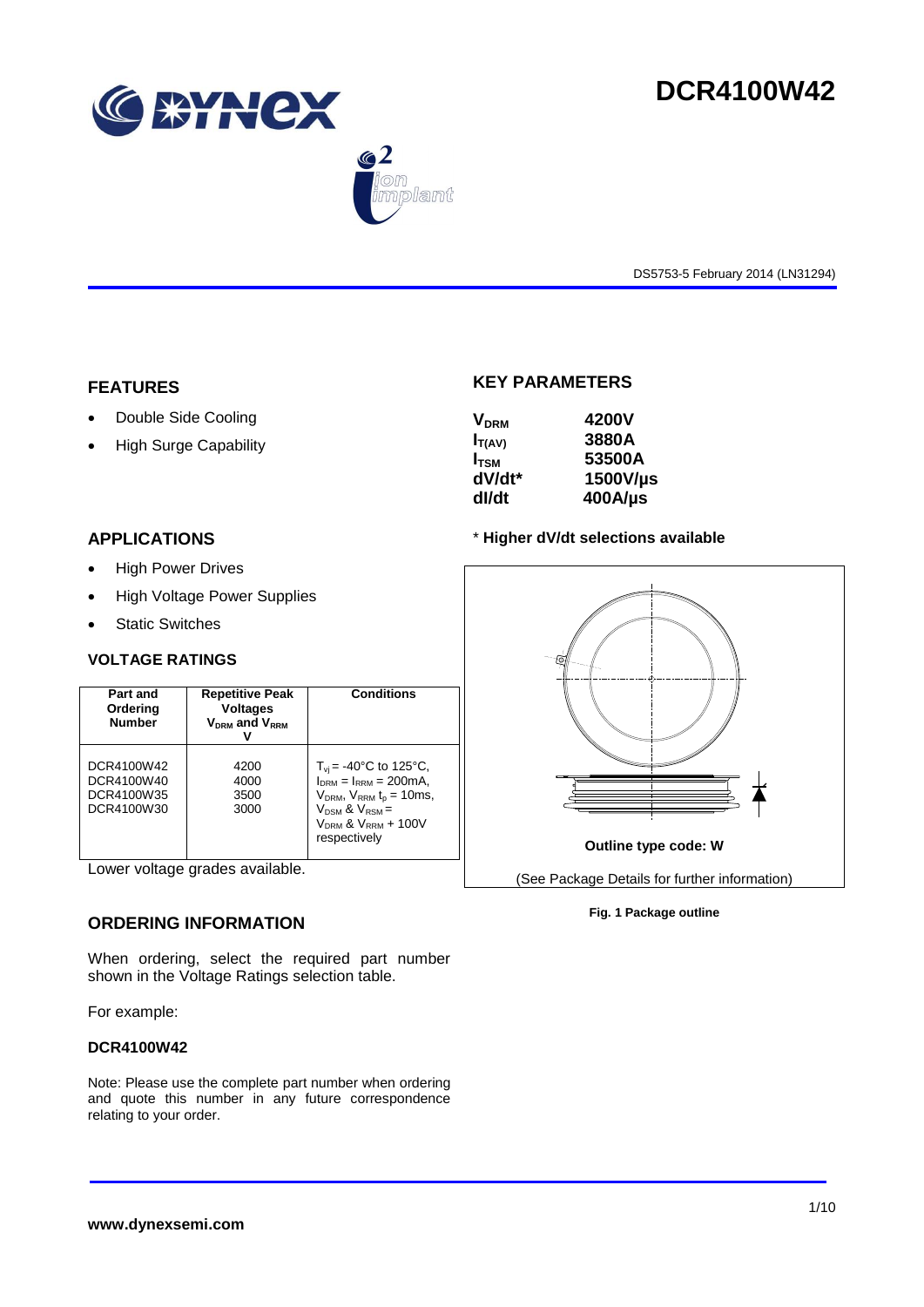# DCR4100W42

DS5753-5 February 2014 (LN31294)

## FEATURES

- Double Side Cooling
- High Surge Capability

## APPLICATIONS

- High Power Drives
- High Voltage Power Supplies
- Static Switches

## KEY PARAMETERS

| | |
|---|---|
| $V_{DRM}$ | 4200V |
| $I_{T(AV)}$ | 3880A |
| $I_{TSM}$ | 53500A |
| dV/dt* | 1500V/µs |
| dI/dt | 400A/µs |

\* **Higher dV/dt selections available**

## VOLTAGE RATINGS

| Part and Ordering Number | Repetitive Peak Voltages $V_{DRM}$ and $V_{RRM}$ V | Conditions |
|---|---|---|
| DCR4100W42<br>DCR4100W40<br>DCR4100W35<br>DCR4100W30 | 4200<br>4000<br>3500<br>3000 | $T_{vj}$ = -40°C to 125°C, $I_{DRM} = I_{RRM}$ = 200mA, $V_{DRM}$, $V_{RRM}$ $t_p$ = 10ms, $V_{DSM}$ & $V_{RSM}$ = $V_{DRM}$ & $V_{RRM}$ + 100V respectively |

Lower voltage grades available.

Outline type code: W

(See Package Details for further information)

**Fig. 1 Package outline**

## ORDERING INFORMATION

When ordering, select the required part number shown in the Voltage Ratings selection table.

For example:

**DCR4100W42**

Note: Please use the complete part number when ordering and quote this number in any future correspondence relating to your order.

**www.dynexsemi.com**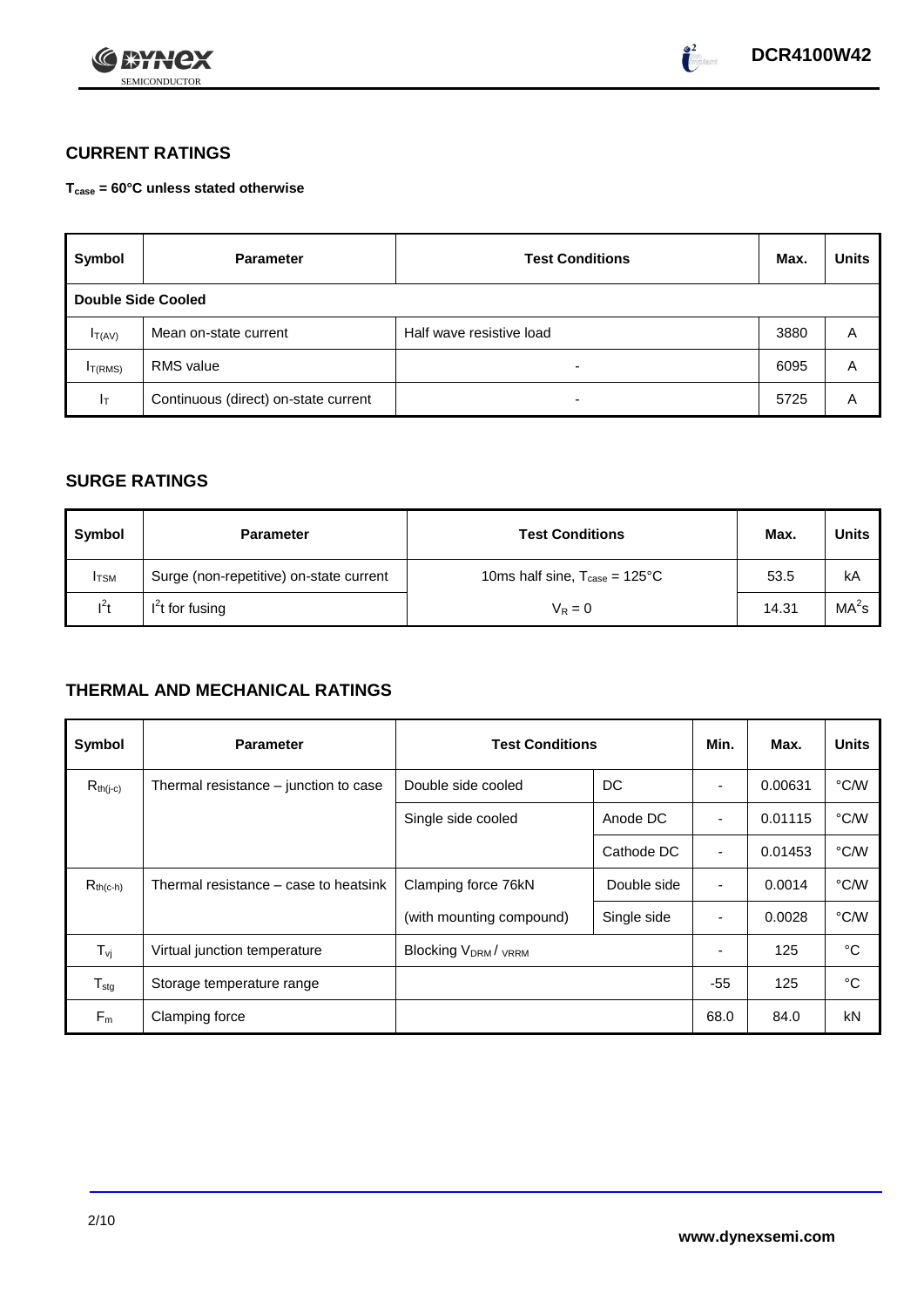## CURRENT RATINGS

**$T_{case}$ = 60°C unless stated otherwise**

| Symbol | Parameter | Test Conditions | Max. | Units |
|---|---|---|---|---|
| **Double Side Cooled** | | | | |
| $I_{T(AV)}$ | Mean on-state current | Half wave resistive load | 3880 | A |
| $I_{T(RMS)}$ | RMS value | - | 6095 | A |
| $I_T$ | Continuous (direct) on-state current | - | 5725 | A |

## SURGE RATINGS

| Symbol | Parameter | Test Conditions | Max. | Units |
|---|---|---|---|---|
| $I_{TSM}$ | Surge (non-repetitive) on-state current | 10ms half sine, $T_{case}$ = 125°C | 53.5 | kA |
| $I^2t$ | $I^2t$ for fusing | $V_R = 0$ | 14.31 | $MA^2s$ |

## THERMAL AND MECHANICAL RATINGS

| Symbol | Parameter | Test Conditions | | Min. | Max. | Units |
|---|---|---|---|---|---|---|
| $R_{th(j-c)}$ | Thermal resistance – junction to case | Double side cooled | DC | - | 0.00631 | °C/W |
| | | Single side cooled | Anode DC | - | 0.01115 | °C/W |
| | | | Cathode DC | - | 0.01453 | °C/W |
| $R_{th(c-h)}$ | Thermal resistance – case to heatsink | Clamping force 76kN | Double side | - | 0.0014 | °C/W |
| | | (with mounting compound) | Single side | - | 0.0028 | °C/W |
| $T_{vj}$ | Virtual junction temperature | Blocking $V_{DRM}$ / $V_{RRM}$ | | - | 125 | °C |
| $T_{stg}$ | Storage temperature range | | | -55 | 125 | °C |
| $F_m$ | Clamping force | | | 68.0 | 84.0 | kN |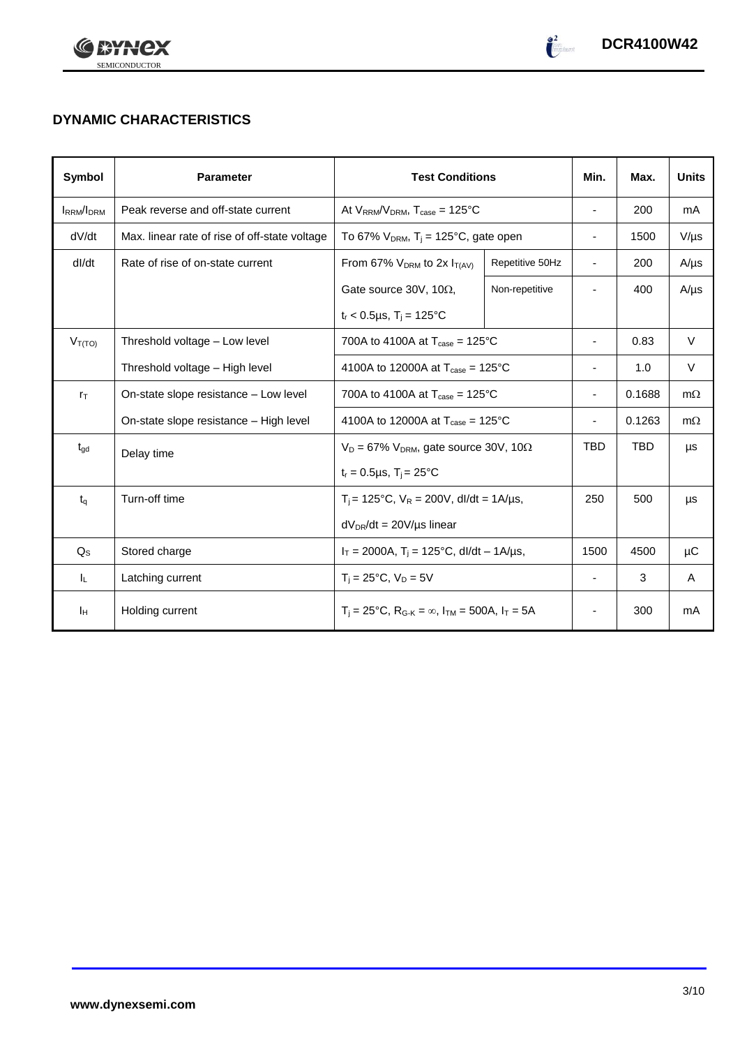## DYNAMIC CHARACTERISTICS

| Symbol | Parameter | Test Conditions | | Min. | Max. | Units |
|---|---|---|---|---|---|---|
| $I_{RRM}/I_{DRM}$ | Peak reverse and off-state current | At $V_{RRM}/V_{DRM}$, $T_{case}$ = 125°C | | - | 200 | mA |
| dV/dt | Max. linear rate of rise of off-state voltage | To 67% $V_{DRM}$, $T_j$ = 125°C, gate open | | - | 1500 | V/µs |
| dI/dt | Rate of rise of on-state current | From 67% $V_{DRM}$ to 2x $I_{T(AV)}$ | Repetitive 50Hz | - | 200 | A/µs |
| | | Gate source 30V, 10Ω, | Non-repetitive | - | 400 | A/µs |
| | | $t_r$ < 0.5µs, $T_j$ = 125°C | | | | |
| $V_{T(TO)}$ | Threshold voltage – Low level | 700A to 4100A at $T_{case}$ = 125°C | | - | 0.83 | V |
| | Threshold voltage – High level | 4100A to 12000A at $T_{case}$ = 125°C | | - | 1.0 | V |
| $r_T$ | On-state slope resistance – Low level | 700A to 4100A at $T_{case}$ = 125°C | | - | 0.1688 | mΩ |
| | On-state slope resistance – High level | 4100A to 12000A at $T_{case}$ = 125°C | | - | 0.1263 | mΩ |
| $t_{gd}$ | Delay time | $V_D$ = 67% $V_{DRM}$, gate source 30V, 10Ω | | TBD | TBD | µs |
| | | $t_r$ = 0.5µs, $T_j$ = 25°C | | | | |
| $t_q$ | Turn-off time | $T_j$ = 125°C, $V_R$ = 200V, dI/dt = 1A/µs, | | 250 | 500 | µs |
| | | $dV_{DR}/dt$ = 20V/µs linear | | | | |
| $Q_S$ | Stored charge | $I_T$ = 2000A, $T_j$ = 125°C, dI/dt – 1A/µs, | | 1500 | 4500 | µC |
| $I_L$ | Latching current | $T_j$ = 25°C, $V_D$ = 5V | | - | 3 | A |
| $I_H$ | Holding current | $T_j$ = 25°C, $R_{G-K}$ = ∞, $I_{TM}$ = 500A, $I_T$ = 5A | | - | 300 | mA |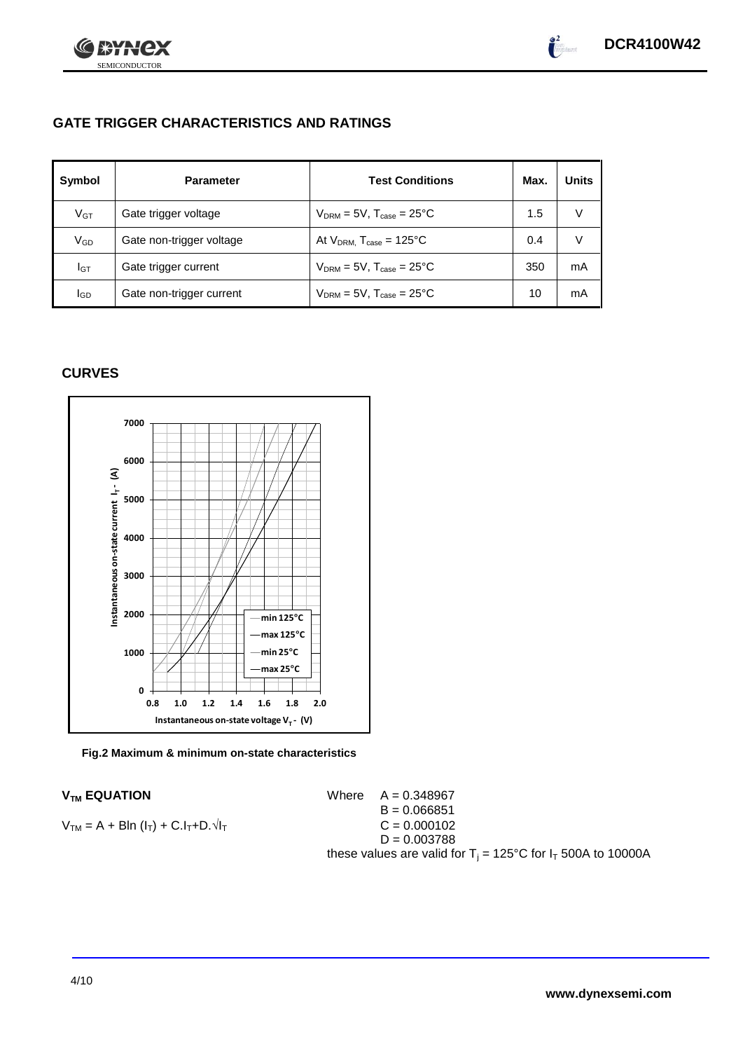## GATE TRIGGER CHARACTERISTICS AND RATINGS

| Symbol | Parameter | Test Conditions | Max. | Units |
|---|---|---|---|---|
| $V_{GT}$ | Gate trigger voltage | $V_{DRM} = 5V$, $T_{case} = 25°C$ | 1.5 | V |
| $V_{GD}$ | Gate non-trigger voltage | At $V_{DRM}$, $T_{case} = 125°C$ | 0.4 | V |
| $I_{GT}$ | Gate trigger current | $V_{DRM} = 5V$, $T_{case} = 25°C$ | 350 | mA |
| $I_{GD}$ | Gate non-trigger current | $V_{DRM} = 5V$, $T_{case} = 25°C$ | 10 | mA |

## CURVES

**Fig.2 Maximum & minimum on-state characteristics**

### $V_{TM}$ EQUATION

$$V_{TM} = A + B\ln(I_T) + C.I_T + D.\sqrt{I_T}$$

Where
$A = 0.348967$
$B = 0.066851$
$C = 0.000102$
$D = 0.003788$

these values are valid for $T_j = 125°C$ for $I_T$ 500A to 10000A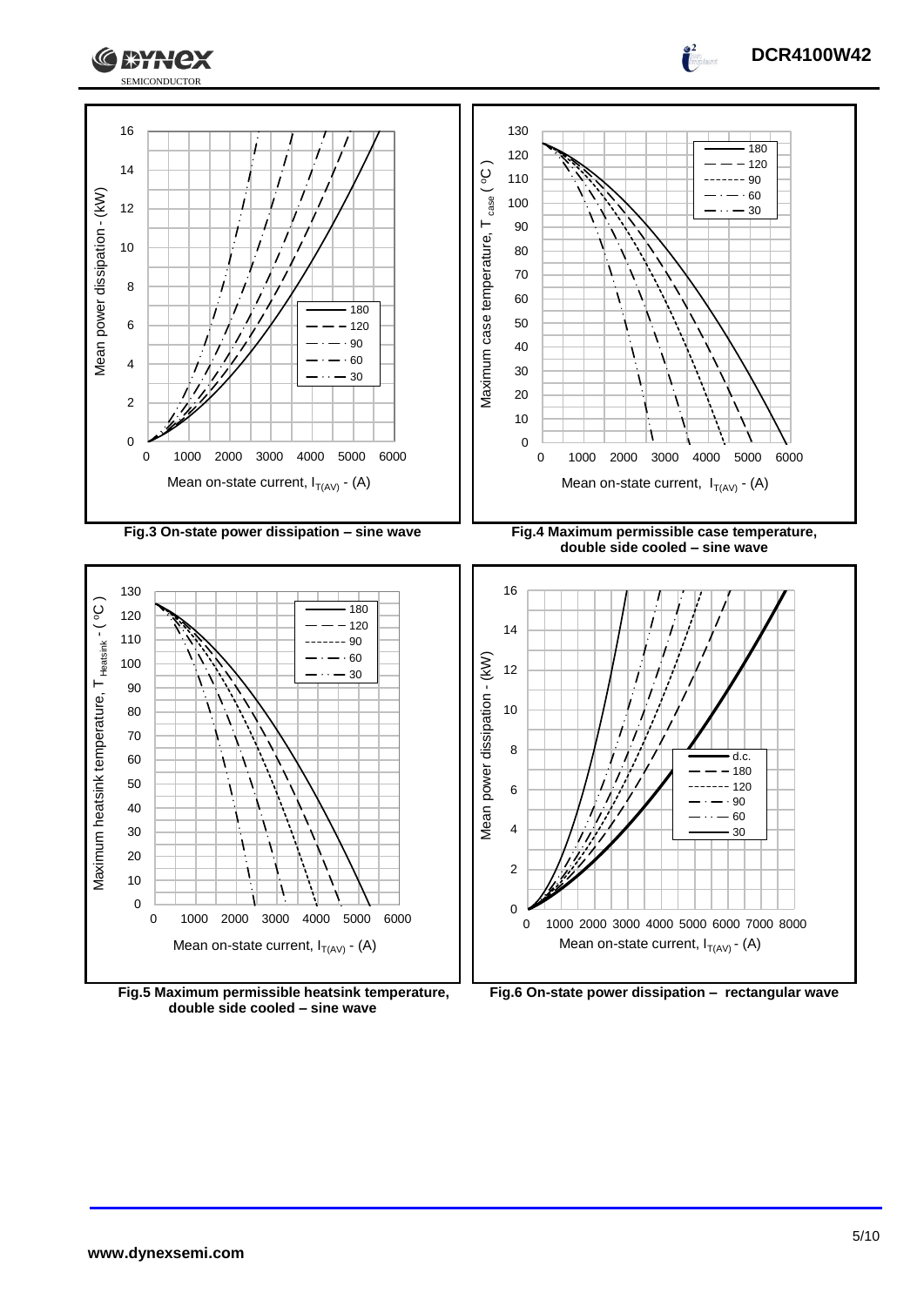Fig.3 On-state power dissipation – sine wave

Fig.4 Maximum permissible case temperature, double side cooled – sine wave

Fig.5 Maximum permissible heatsink temperature, double side cooled – sine wave

Fig.6 On-state power dissipation – rectangular wave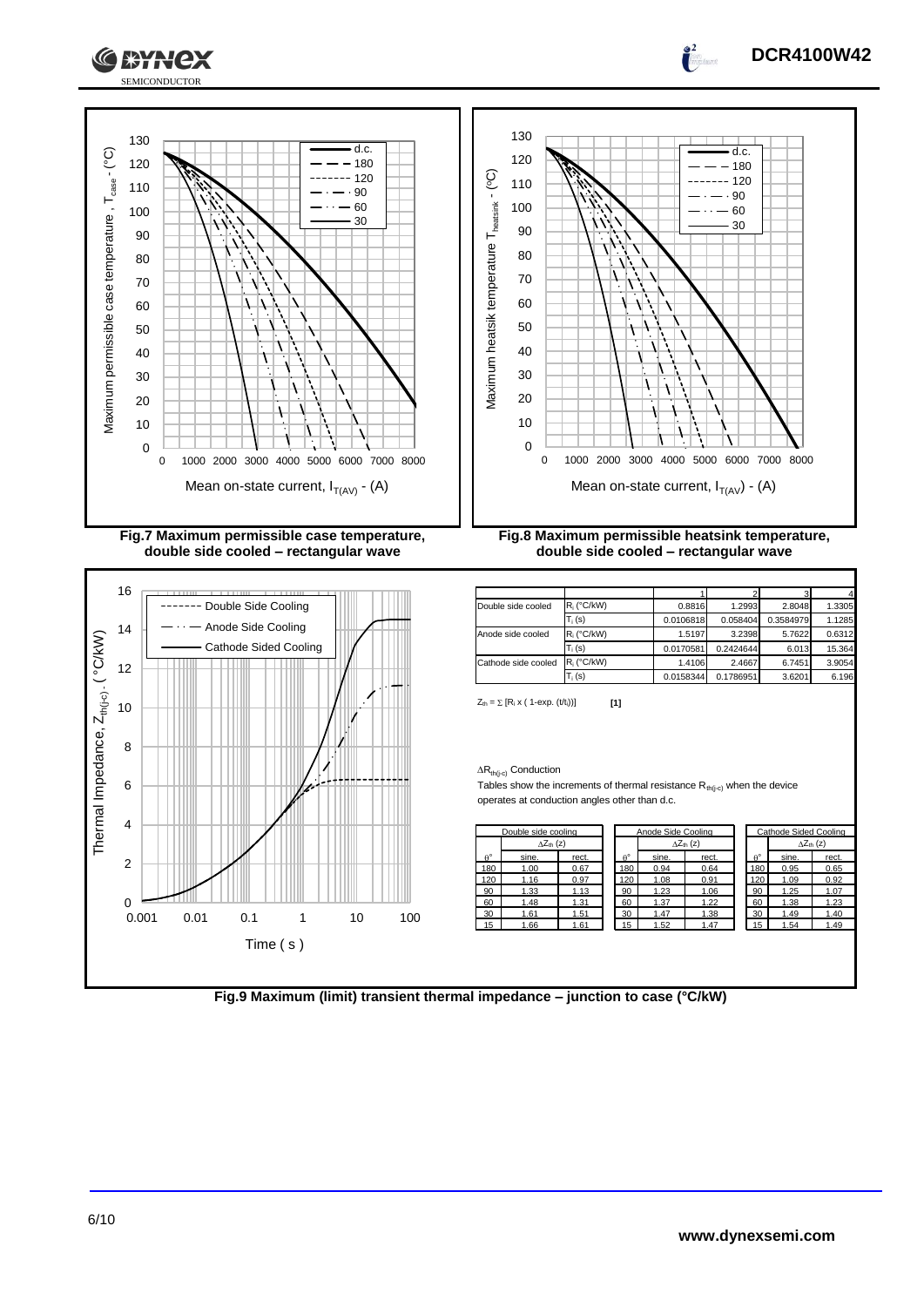Fig.7 Maximum permissible case temperature, double side cooled – rectangular wave

Fig.8 Maximum permissible heatsink temperature, double side cooled – rectangular wave

| | | 1 | 2 | 3 | 4 |
|---|---|---|---|---|---|
| Double side cooled | $R_i$ (°C/kW) | 0.8816 | 1.2993 | 2.8048 | 1.3305 |
| | $T_i$ (s) | 0.0106818 | 0.058404 | 0.3584979 | 1.1285 |
| Anode side cooled | $R_i$ (°C/kW) | 1.5197 | 3.2398 | 5.7622 | 0.6312 |
| | $T_i$ (s) | 0.0170581 | 0.2424644 | 6.013 | 15.364 |
| Cathode side cooled | $R_i$ (°C/kW) | 1.4106 | 2.4667 | 6.7451 | 3.9054 |
| | $T_i$ (s) | 0.0158344 | 0.1786951 | 3.6201 | 6.196 |

$Z_{th} = \Sigma [R_i \times ( 1\text{-exp.} (t/t_i))]$ **[1]**

$\Delta R_{th(j\text{-}c)}$ Conduction

Tables show the increments of thermal resistance $R_{th(j\text{-}c)}$ when the device operates at conduction angles other than d.c.

| Double side cooling | | |
|---|---|---|
| | $\Delta Z_{th}$ (z) | |
| θ° | sine. | rect. |
| 180 | 1.00 | 0.67 |
| 120 | 1.16 | 0.97 |
| 90 | 1.33 | 1.13 |
| 60 | 1.48 | 1.31 |
| 30 | 1.61 | 1.51 |
| 15 | 1.66 | 1.61 |

| Anode Side Cooling | | |
|---|---|---|
| | $\Delta Z_{th}$ (z) | |
| θ° | sine. | rect. |
| 180 | 0.94 | 0.64 |
| 120 | 1.08 | 0.91 |
| 90 | 1.23 | 1.06 |
| 60 | 1.37 | 1.22 |
| 30 | 1.47 | 1.38 |
| 15 | 1.52 | 1.47 |

| Cathode Sided Cooling | | |
|---|---|---|
| | $\Delta Z_{th}$ (z) | |
| θ° | sine. | rect. |
| 180 | 0.95 | 0.65 |
| 120 | 1.09 | 0.92 |
| 90 | 1.25 | 1.07 |
| 60 | 1.38 | 1.23 |
| 30 | 1.49 | 1.40 |
| 15 | 1.54 | 1.49 |

Fig.9 Maximum (limit) transient thermal impedance – junction to case (°C/kW)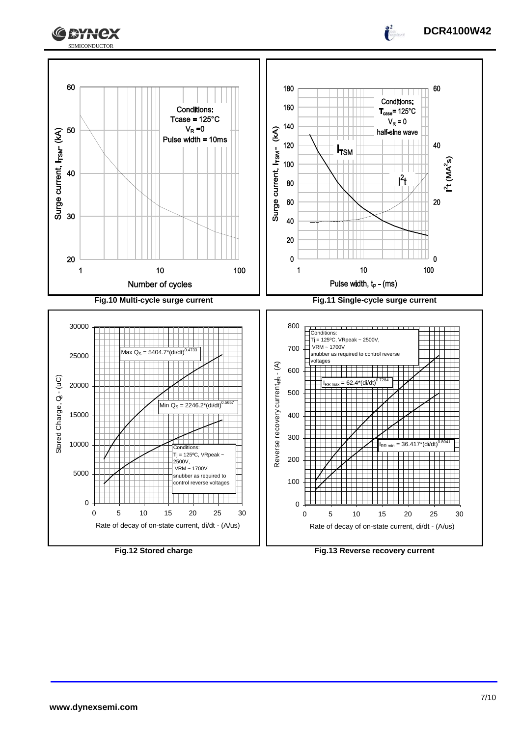Conditions:
Tcase = 125°C
$V_R$ = 0
Pulse width = 10ms

Fig.10 Multi-cycle surge current

Conditions:
$T_{case}$ = 125°C
$V_R$ = 0
half-sine wave

Fig.11 Single-cycle surge current

Max $Q_S = 5404.7*(di/dt)^{0.4733}$

Min $Q_S = 2246.2*(di/dt)^{0.5657}$

Conditions:
Tj = 125°C, VRpeak ~ 2500V,
VRM ~ 1700V
snubber as required to control reverse voltages

Fig.12 Stored charge

Conditions:
Tj = 125°C, VRpeak ~ 2500V,
VRM ~ 1700V
snubber as required to control reverse voltages

$I_{RR\ max} = 62.4*(di/dt)^{0.7284}$

$I_{RR\ min} = 36.417*(di/dt)^{0.8041}$

Fig.13 Reverse recovery current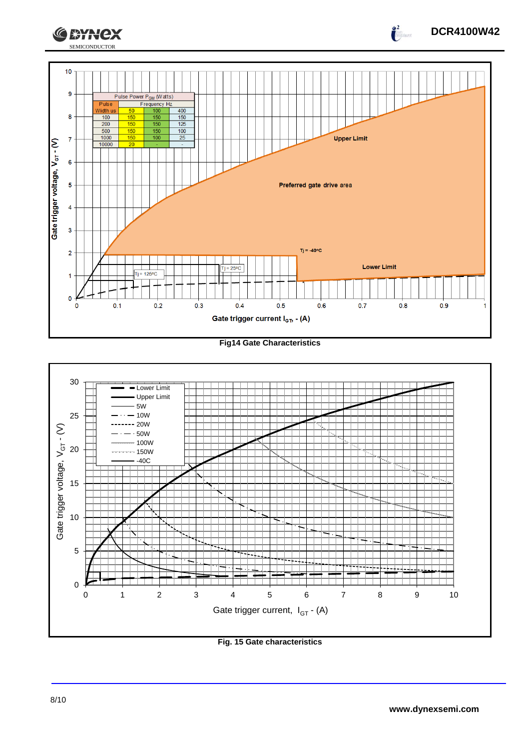### Pulse Power $P_{GM}$ (Watts)

| Pulse Width us | Frequency Hz | | |
|---|---|---|---|
| | 50 | 100 | 400 |
| 100 | 150 | 150 | 150 |
| 200 | 150 | 150 | 125 |
| 500 | 150 | 150 | 100 |
| 1000 | 150 | 100 | 25 |
| 10000 | 20 | - | - |

Fig14 Gate Characteristics

Fig. 15 Gate characteristics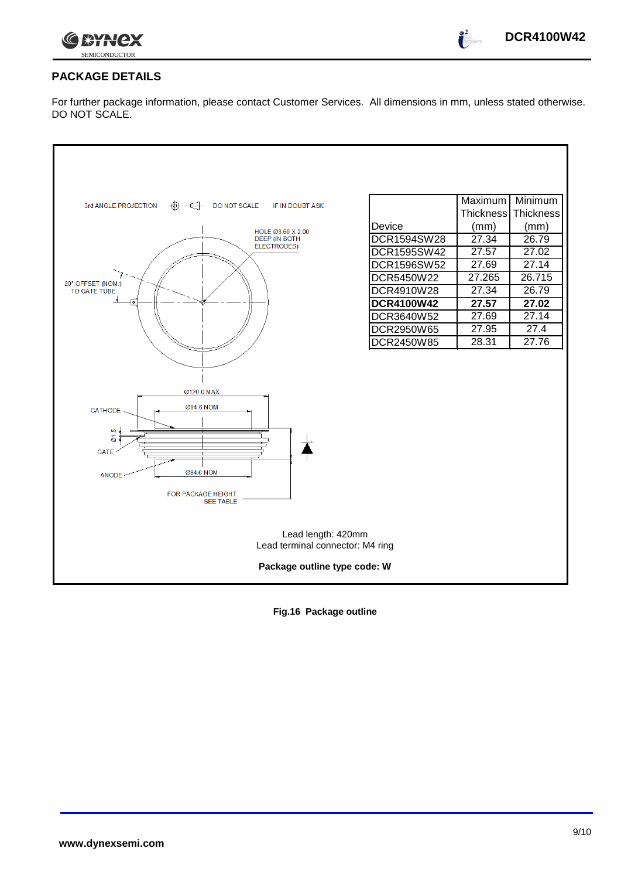## PACKAGE DETAILS

For further package information, please contact Customer Services. All dimensions in mm, unless stated otherwise. DO NOT SCALE.

3rd ANGLE PROJECTION DO NOT SCALE IF IN DOUBT ASK

HOLE Ø3.60 X 2.00 DEEP (IN BOTH ELECTRODES)

20° OFFSET (NOM.) TO GATE TUBE

Ø120.0 MAX.

Ø84.6 NOM.

CATHODE

Ø1.5

GATE

ANODE

Ø84.6 NOM.

FOR PACKAGE HEIGHT SEE TABLE

| Device | Maximum Thickness (mm) | Minimum Thickness (mm) |
|---|---|---|
| DCR1594SW28 | 27.34 | 26.79 |
| DCR1595SW42 | 27.57 | 27.02 |
| DCR1596SW52 | 27.69 | 27.14 |
| DCR5450W22 | 27.265 | 26.715 |
| DCR4910W28 | 27.34 | 26.79 |
| **DCR4100W42** | **27.57** | **27.02** |
| DCR3640W52 | 27.69 | 27.14 |
| DCR2950W65 | 27.95 | 27.4 |
| DCR2450W85 | 28.31 | 27.76 |

Lead length: 420mm

Lead terminal connector: M4 ring

**Package outline type code: W**

**Fig.16 Package outline**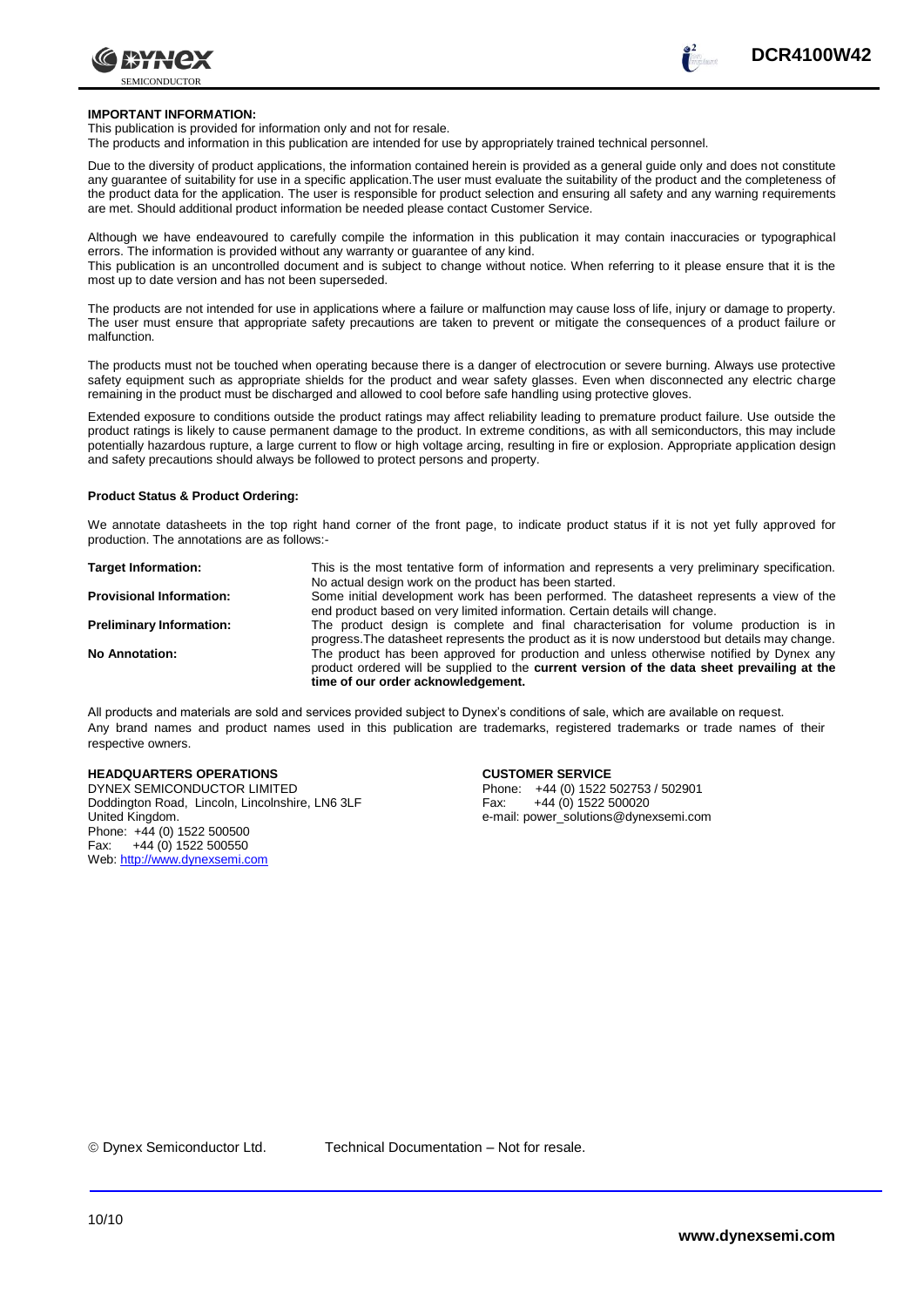**IMPORTANT INFORMATION:**

This publication is provided for information only and not for resale.

The products and information in this publication are intended for use by appropriately trained technical personnel.

Due to the diversity of product applications, the information contained herein is provided as a general guide only and does not constitute any guarantee of suitability for use in a specific application.The user must evaluate the suitability of the product and the completeness of the product data for the application. The user is responsible for product selection and ensuring all safety and any warning requirements are met. Should additional product information be needed please contact Customer Service.

Although we have endeavoured to carefully compile the information in this publication it may contain inaccuracies or typographical errors. The information is provided without any warranty or guarantee of any kind.

This publication is an uncontrolled document and is subject to change without notice. When referring to it please ensure that it is the most up to date version and has not been superseded.

The products are not intended for use in applications where a failure or malfunction may cause loss of life, injury or damage to property. The user must ensure that appropriate safety precautions are taken to prevent or mitigate the consequences of a product failure or malfunction.

The products must not be touched when operating because there is a danger of electrocution or severe burning. Always use protective safety equipment such as appropriate shields for the product and wear safety glasses. Even when disconnected any electric charge remaining in the product must be discharged and allowed to cool before safe handling using protective gloves.

Extended exposure to conditions outside the product ratings may affect reliability leading to premature product failure. Use outside the product ratings is likely to cause permanent damage to the product. In extreme conditions, as with all semiconductors, this may include potentially hazardous rupture, a large current to flow or high voltage arcing, resulting in fire or explosion. Appropriate application design and safety precautions should always be followed to protect persons and property.

**Product Status & Product Ordering:**

We annotate datasheets in the top right hand corner of the front page, to indicate product status if it is not yet fully approved for production. The annotations are as follows:-

| | |
|---|---|
| **Target Information:** | This is the most tentative form of information and represents a very preliminary specification. No actual design work on the product has been started. |
| **Provisional Information:** | Some initial development work has been performed. The datasheet represents a view of the end product based on very limited information. Certain details will change. |
| **Preliminary Information:** | The product design is complete and final characterisation for volume production is in progress.The datasheet represents the product as it is now understood but details may change. |
| **No Annotation:** | The product has been approved for production and unless otherwise notified by Dynex any product ordered will be supplied to the **current version of the data sheet prevailing at the time of our order acknowledgement.** |

All products and materials are sold and services provided subject to Dynex's conditions of sale, which are available on request.

Any brand names and product names used in this publication are trademarks, registered trademarks or trade names of their respective owners.

**HEADQUARTERS OPERATIONS**

DYNEX SEMICONDUCTOR LIMITED
Doddington Road, Lincoln, Lincolnshire, LN6 3LF
United Kingdom.
Phone: +44 (0) 1522 500500
Fax: +44 (0) 1522 500550
Web: http://www.dynexsemi.com

**CUSTOMER SERVICE**

Phone: +44 (0) 1522 502753 / 502901
Fax: +44 (0) 1522 500020
e-mail: power_solutions@dynexsemi.com

© Dynex Semiconductor Ltd. Technical Documentation – Not for resale.